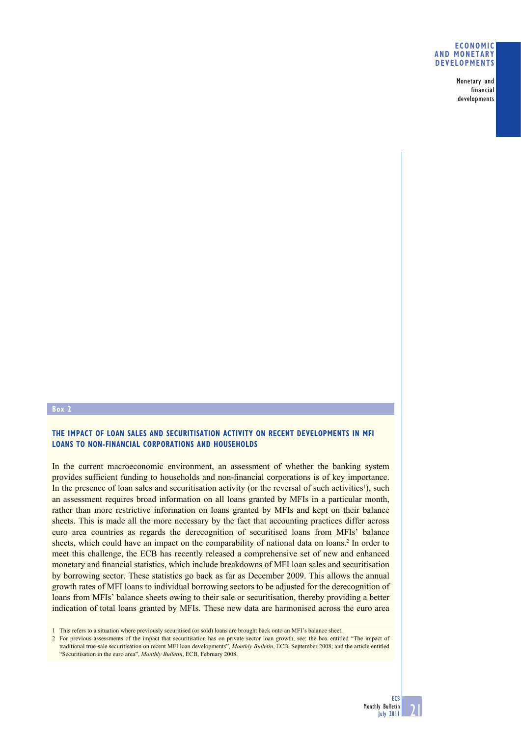**Box 2**

## THE IMPACT OF LOAN SALES AND SECURITISATION ACTIVITY ON RECENT DEVELOPMENTS IN MFI LOANS TO NON-FINANCIAL CORPORATIONS AND HOUSEHOLDS

In the current macroeconomic environment, an assessment of whether the banking system provides sufficient funding to households and non-financial corporations is of key importance. In the presence of loan sales and securitisation activity (or the reversal of such activities[1]), such an assessment requires broad information on all loans granted by MFIs in a particular month, rather than more restrictive information on loans granted by MFIs and kept on their balance sheets. This is made all the more necessary by the fact that accounting practices differ across euro area countries as regards the derecognition of securitised loans from MFIs' balance sheets, which could have an impact on the comparability of national data on loans.[2] In order to meet this challenge, the ECB has recently released a comprehensive set of new and enhanced monetary and financial statistics, which include breakdowns of MFI loan sales and securitisation by borrowing sector. These statistics go back as far as December 2009. This allows the annual growth rates of MFI loans to individual borrowing sectors to be adjusted for the derecognition of loans from MFIs' balance sheets owing to their sale or securitisation, thereby providing a better indication of total loans granted by MFIs. These new data are harmonised across the euro area

1 This refers to a situation where previously securitised (or sold) loans are brought back onto an MFI's balance sheet.

2 For previous assessments of the impact that securitisation has on private sector loan growth, see: the box entitled "The impact of traditional true-sale securitisation on recent MFI loan developments", *Monthly Bulletin*, ECB, September 2008; and the article entitled "Securitisation in the euro area", *Monthly Bulletin*, ECB, February 2008.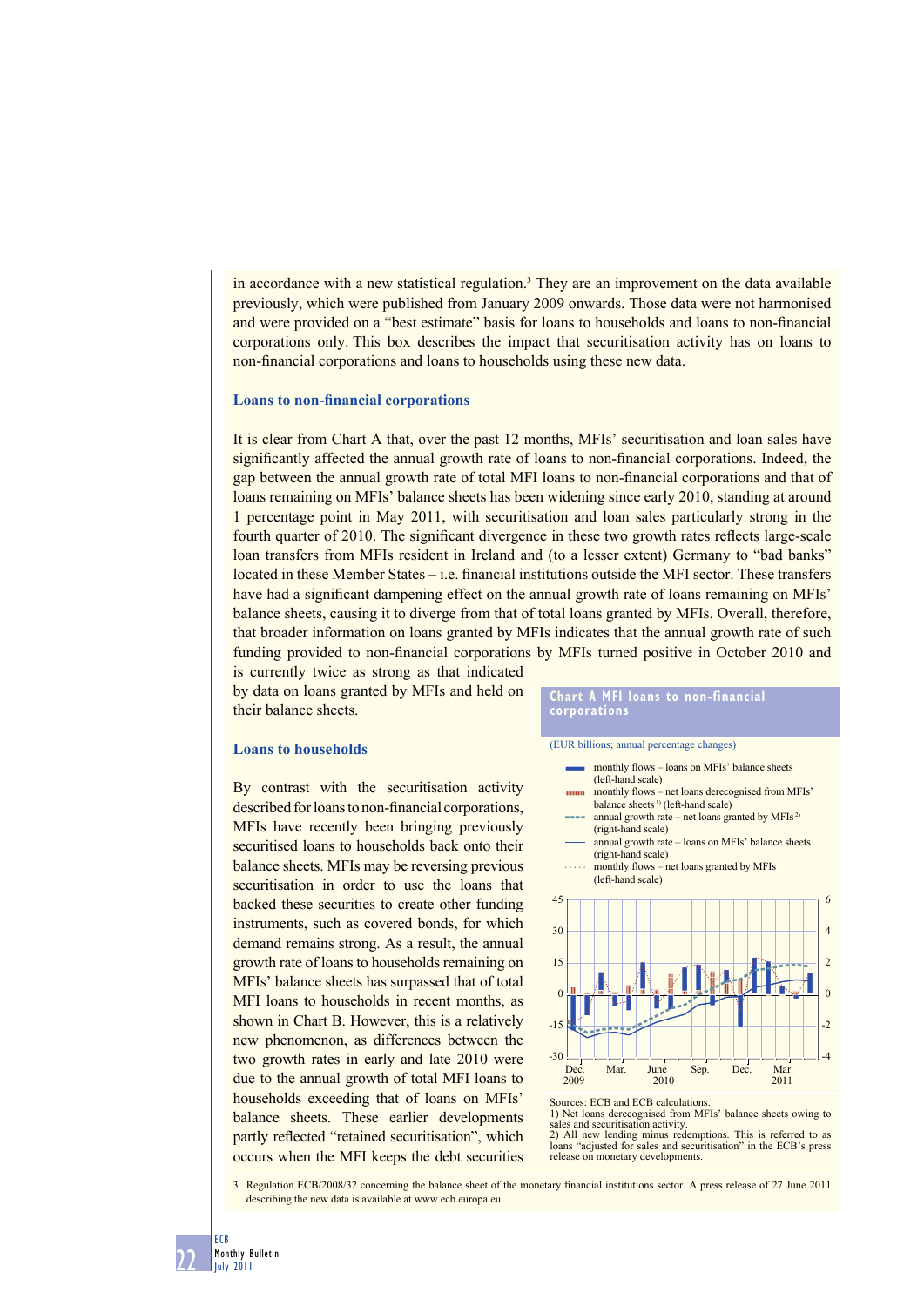in accordance with a new statistical regulation.[3] They are an improvement on the data available previously, which were published from January 2009 onwards. Those data were not harmonised and were provided on a "best estimate" basis for loans to households and loans to non-financial corporations only. This box describes the impact that securitisation activity has on loans to non-financial corporations and loans to households using these new data.

### Loans to non-financial corporations

It is clear from Chart A that, over the past 12 months, MFIs' securitisation and loan sales have significantly affected the annual growth rate of loans to non-financial corporations. Indeed, the gap between the annual growth rate of total MFI loans to non-financial corporations and that of loans remaining on MFIs' balance sheets has been widening since early 2010, standing at around 1 percentage point in May 2011, with securitisation and loan sales particularly strong in the fourth quarter of 2010. The significant divergence in these two growth rates reflects large-scale loan transfers from MFIs resident in Ireland and (to a lesser extent) Germany to "bad banks" located in these Member States – i.e. financial institutions outside the MFI sector. These transfers have had a significant dampening effect on the annual growth rate of loans remaining on MFIs' balance sheets, causing it to diverge from that of total loans granted by MFIs. Overall, therefore, that broader information on loans granted by MFIs indicates that the annual growth rate of such funding provided to non-financial corporations by MFIs turned positive in October 2010 and is currently twice as strong as that indicated by data on loans granted by MFIs and held on their balance sheets.

### Loans to households

By contrast with the securitisation activity described for loans to non-financial corporations, MFIs have recently been bringing previously securitised loans to households back onto their balance sheets. MFIs may be reversing previous securitisation in order to use the loans that backed these securities to create other funding instruments, such as covered bonds, for which demand remains strong. As a result, the annual growth rate of loans to households remaining on MFIs' balance sheets has surpassed that of total MFI loans to households in recent months, as shown in Chart B. However, this is a relatively new phenomenon, as differences between the two growth rates in early and late 2010 were due to the annual growth of total MFI loans to households exceeding that of loans on MFIs' balance sheets. These earlier developments partly reflected "retained securitisation", which occurs when the MFI keeps the debt securities

**Chart A MFI loans to non-financial corporations**

(EUR billions; annual percentage changes)

- monthly flows – loans on MFIs' balance sheets (left-hand scale)
- monthly flows – net loans derecognised from MFIs' balance sheets[1] (left-hand scale)
- annual growth rate – net loans granted by MFIs[2] (right-hand scale)
- annual growth rate – loans on MFIs' balance sheets (right-hand scale)
- monthly flows – net loans granted by MFIs (left-hand scale)

Sources: ECB and ECB calculations.
1) Net loans derecognised from MFIs' balance sheets owing to sales and securitisation activity.
2) All new lending minus redemptions. This is referred to as loans "adjusted for sales and securitisation" in the ECB's press release on monetary developments.

3 Regulation ECB/2008/32 concerning the balance sheet of the monetary financial institutions sector. A press release of 27 June 2011 describing the new data is available at www.ecb.europa.eu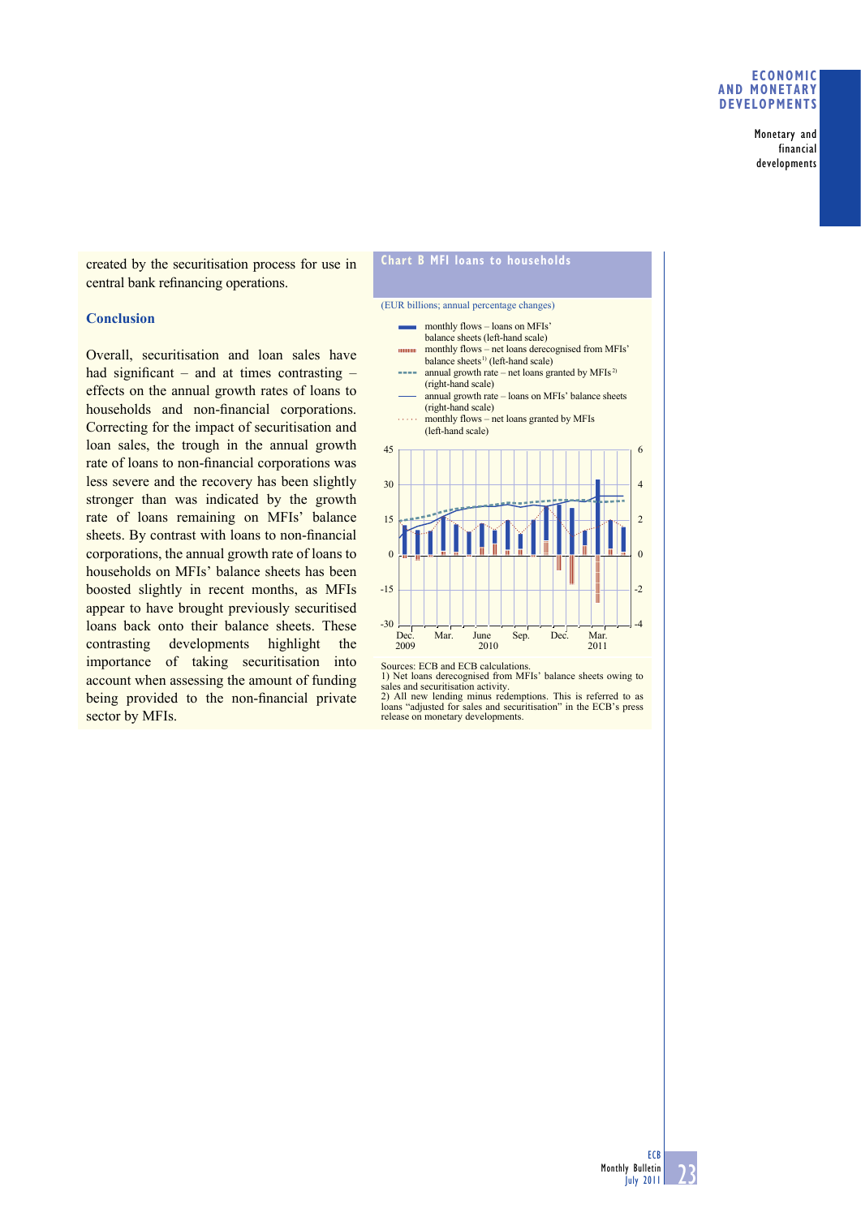created by the securitisation process for use in central bank refinancing operations.

### Conclusion

Overall, securitisation and loan sales have had significant – and at times contrasting – effects on the annual growth rates of loans to households and non-financial corporations. Correcting for the impact of securitisation and loan sales, the trough in the annual growth rate of loans to non-financial corporations was less severe and the recovery has been slightly stronger than was indicated by the growth rate of loans remaining on MFIs' balance sheets. By contrast with loans to non-financial corporations, the annual growth rate of loans to households on MFIs' balance sheets has been boosted slightly in recent months, as MFIs appear to have brought previously securitised loans back onto their balance sheets. These contrasting developments highlight the importance of taking securitisation into account when assessing the amount of funding being provided to the non-financial private sector by MFIs.

**Chart B MFI loans to households**

(EUR billions; annual percentage changes)

monthly flows – loans on MFIs' balance sheets (left-hand scale)
monthly flows – net loans derecognised from MFIs' balance sheets[1] (left-hand scale)
annual growth rate – net loans granted by MFIs[2] (right-hand scale)
annual growth rate – loans on MFIs' balance sheets (right-hand scale)
monthly flows – net loans granted by MFIs (left-hand scale)

45, 30, 15, 0, -15, -30
6, 4, 2, 0, -2, -4
Dec. 2009, Mar., June 2010, Sep., Dec., Mar. 2011

Sources: ECB and ECB calculations.
1) Net loans derecognised from MFIs' balance sheets owing to sales and securitisation activity.
2) All new lending minus redemptions. This is referred to as loans "adjusted for sales and securitisation" in the ECB's press release on monetary developments.